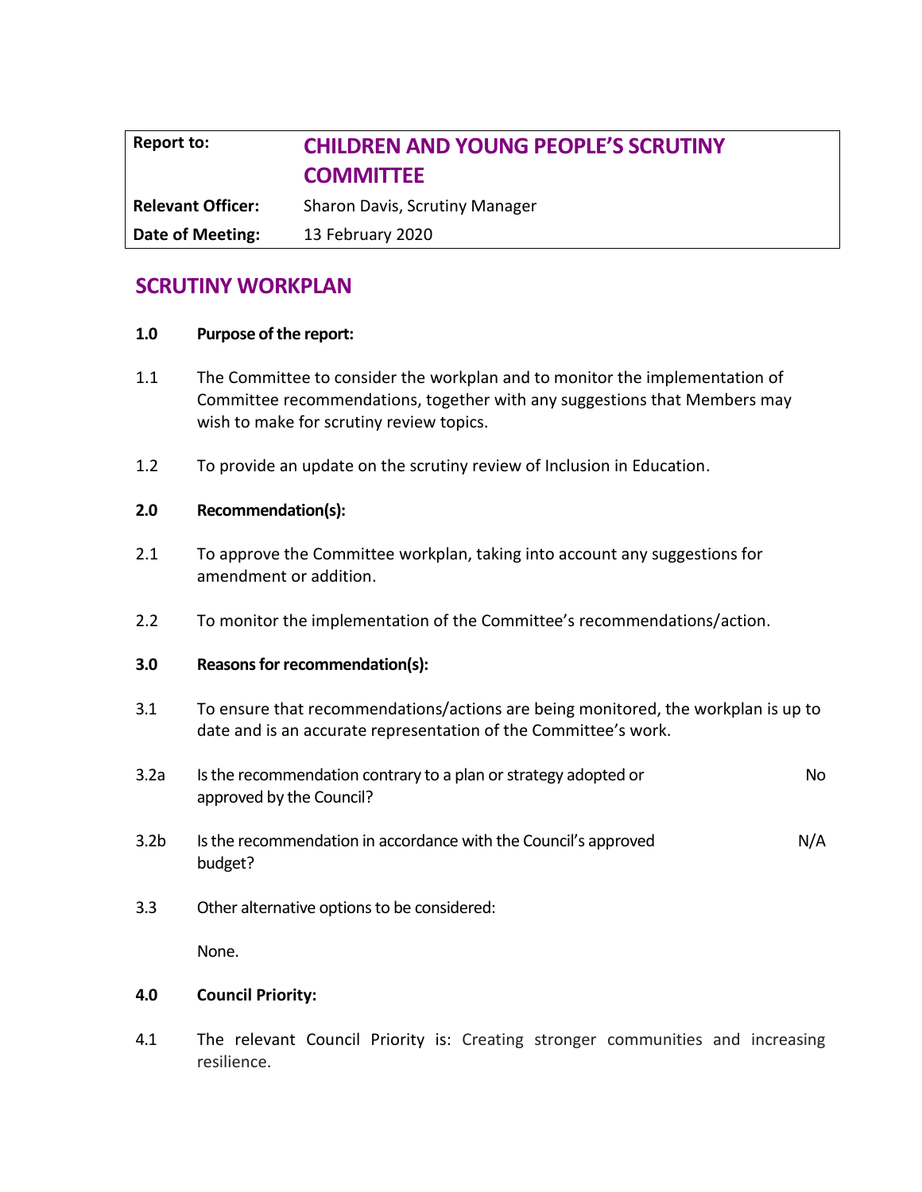| Report to: | **CHILDREN AND YOUNG PEOPLE'S SCRUTINY COMMITTEE** |
| --- | --- |
| **Relevant Officer:** | Sharon Davis, Scrutiny Manager |
| **Date of Meeting:** | 13 February 2020 |

## SCRUTINY WORKPLAN

**1.0 Purpose of the report:**

1.1 The Committee to consider the workplan and to monitor the implementation of Committee recommendations, together with any suggestions that Members may wish to make for scrutiny review topics.

1.2 To provide an update on the scrutiny review of Inclusion in Education.

**2.0 Recommendation(s):**

2.1 To approve the Committee workplan, taking into account any suggestions for amendment or addition.

2.2 To monitor the implementation of the Committee's recommendations/action.

**3.0 Reasons for recommendation(s):**

3.1 To ensure that recommendations/actions are being monitored, the workplan is up to date and is an accurate representation of the Committee's work.

3.2a Is the recommendation contrary to a plan or strategy adopted or approved by the Council? No

3.2b Is the recommendation in accordance with the Council's approved budget? N/A

3.3 Other alternative options to be considered:

None.

**4.0 Council Priority:**

4.1 The relevant Council Priority is: Creating stronger communities and increasing resilience.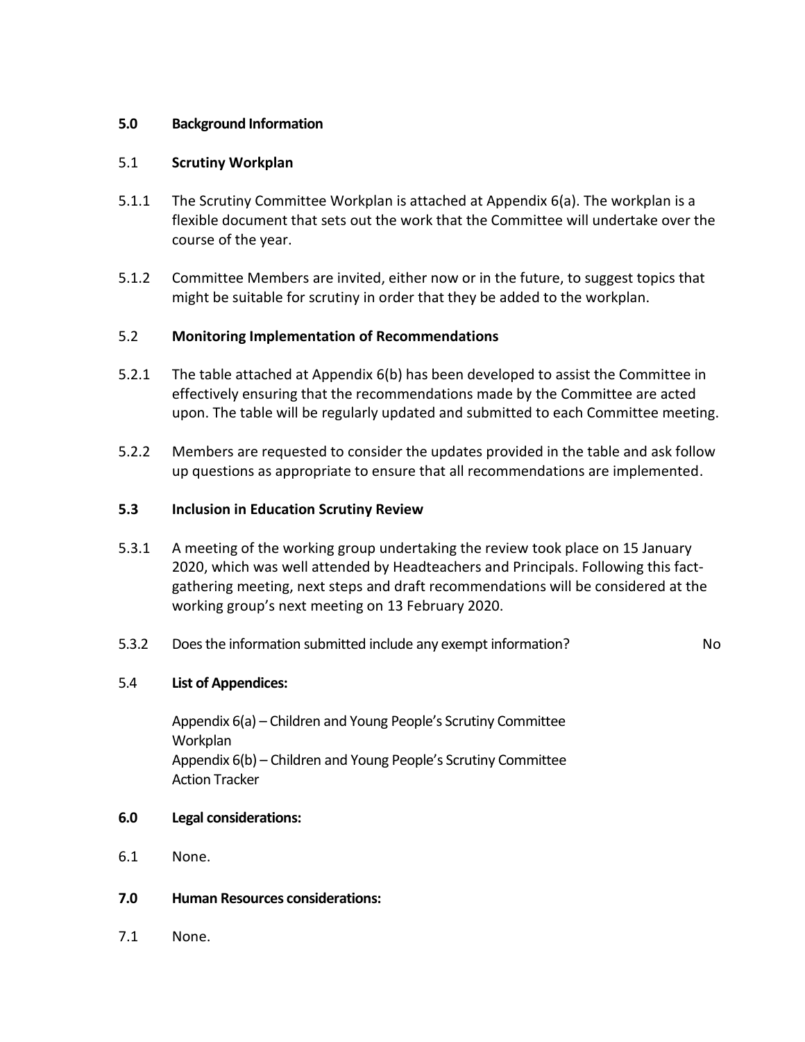**5.0 Background Information**

5.1 **Scrutiny Workplan**

5.1.1 The Scrutiny Committee Workplan is attached at Appendix 6(a). The workplan is a flexible document that sets out the work that the Committee will undertake over the course of the year.

5.1.2 Committee Members are invited, either now or in the future, to suggest topics that might be suitable for scrutiny in order that they be added to the workplan.

5.2 **Monitoring Implementation of Recommendations**

5.2.1 The table attached at Appendix 6(b) has been developed to assist the Committee in effectively ensuring that the recommendations made by the Committee are acted upon. The table will be regularly updated and submitted to each Committee meeting.

5.2.2 Members are requested to consider the updates provided in the table and ask follow up questions as appropriate to ensure that all recommendations are implemented.

**5.3 Inclusion in Education Scrutiny Review**

5.3.1 A meeting of the working group undertaking the review took place on 15 January 2020, which was well attended by Headteachers and Principals. Following this fact-gathering meeting, next steps and draft recommendations will be considered at the working group's next meeting on 13 February 2020.

5.3.2 Does the information submitted include any exempt information? No

5.4 **List of Appendices:**

Appendix 6(a) – Children and Young People's Scrutiny Committee Workplan
Appendix 6(b) – Children and Young People's Scrutiny Committee Action Tracker

**6.0 Legal considerations:**

6.1 None.

**7.0 Human Resources considerations:**

7.1 None.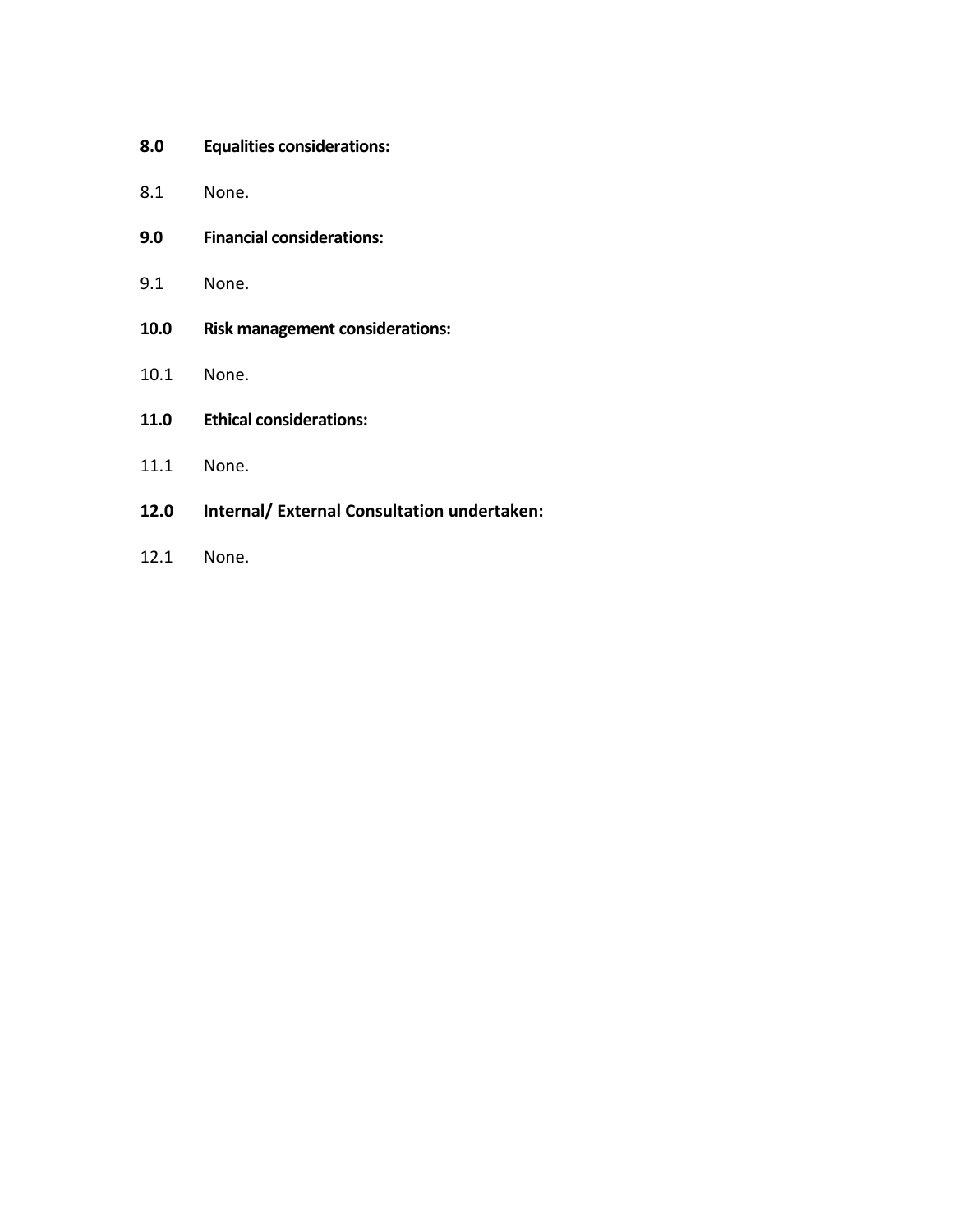**8.0 Equalities considerations:**

8.1 None.

**9.0 Financial considerations:**

9.1 None.

**10.0 Risk management considerations:**

10.1 None.

**11.0 Ethical considerations:**

11.1 None.

**12.0 Internal/ External Consultation undertaken:**

12.1 None.